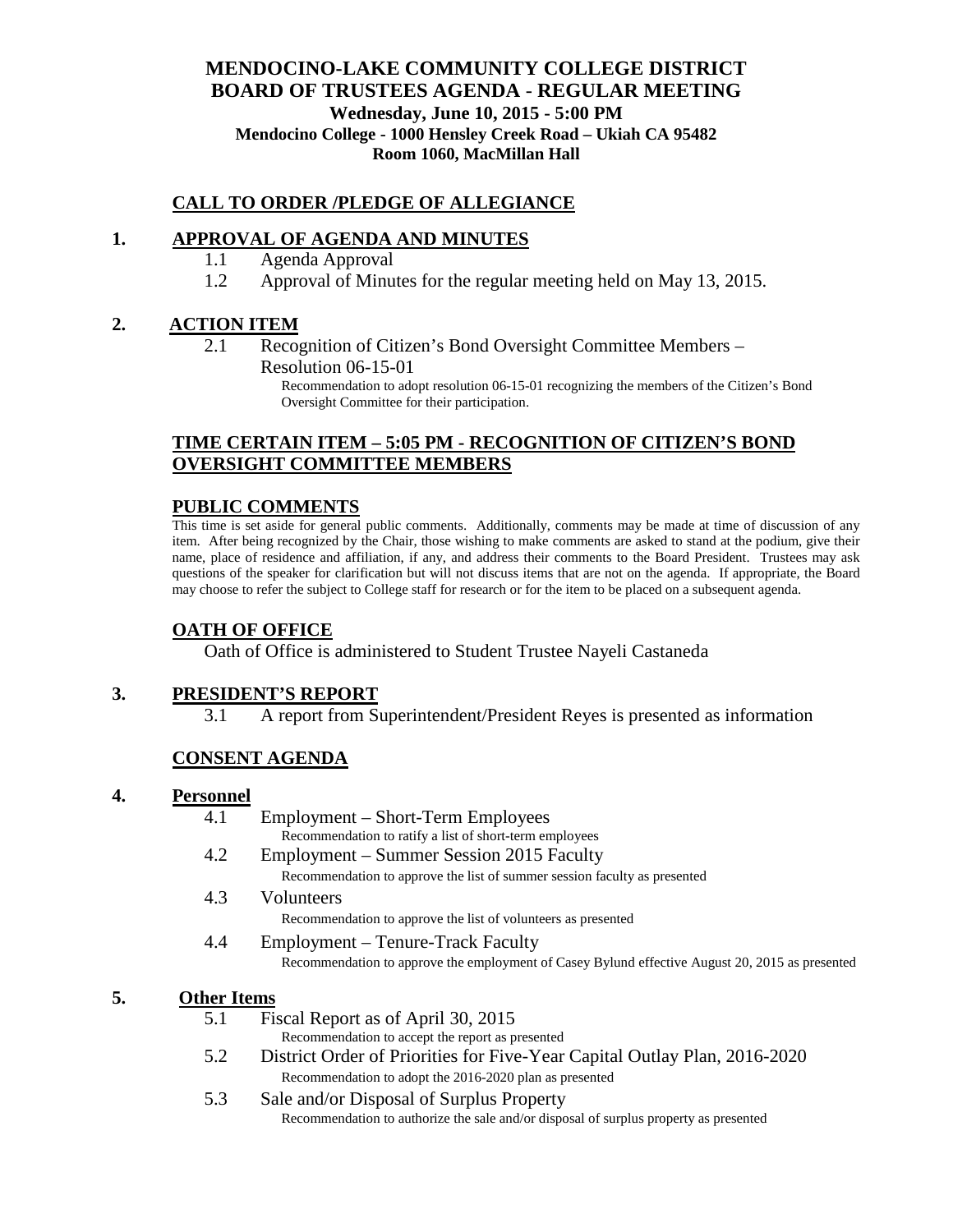# MENDOCINO-LAKE COMMUNITY COLLEGE DISTRICT
# BOARD OF TRUSTEES AGENDA - REGULAR MEETING

**Wednesday, June 10, 2015 - 5:00 PM**
**Mendocino College - 1000 Hensley Creek Road – Ukiah CA 95482**
**Room 1060, MacMillan Hall**

## CALL TO ORDER /PLEDGE OF ALLEGIANCE

## 1. APPROVAL OF AGENDA AND MINUTES

1.1 Agenda Approval

1.2 Approval of Minutes for the regular meeting held on May 13, 2015.

## 2. ACTION ITEM

2.1 Recognition of Citizen's Bond Oversight Committee Members – Resolution 06-15-01

Recommendation to adopt resolution 06-15-01 recognizing the members of the Citizen's Bond Oversight Committee for their participation.

## TIME CERTAIN ITEM – 5:05 PM - RECOGNITION OF CITIZEN'S BOND OVERSIGHT COMMITTEE MEMBERS

## PUBLIC COMMENTS

This time is set aside for general public comments. Additionally, comments may be made at time of discussion of any item. After being recognized by the Chair, those wishing to make comments are asked to stand at the podium, give their name, place of residence and affiliation, if any, and address their comments to the Board President. Trustees may ask questions of the speaker for clarification but will not discuss items that are not on the agenda. If appropriate, the Board may choose to refer the subject to College staff for research or for the item to be placed on a subsequent agenda.

## OATH OF OFFICE

Oath of Office is administered to Student Trustee Nayeli Castaneda

## 3. PRESIDENT'S REPORT

3.1 A report from Superintendent/President Reyes is presented as information

## CONSENT AGENDA

## 4. Personnel

4.1 Employment – Short-Term Employees

Recommendation to ratify a list of short-term employees

4.2 Employment – Summer Session 2015 Faculty

Recommendation to approve the list of summer session faculty as presented

4.3 Volunteers

Recommendation to approve the list of volunteers as presented

4.4 Employment – Tenure-Track Faculty

Recommendation to approve the employment of Casey Bylund effective August 20, 2015 as presented

## 5. Other Items

5.1 Fiscal Report as of April 30, 2015

Recommendation to accept the report as presented

5.2 District Order of Priorities for Five-Year Capital Outlay Plan, 2016-2020

Recommendation to adopt the 2016-2020 plan as presented

5.3 Sale and/or Disposal of Surplus Property

Recommendation to authorize the sale and/or disposal of surplus property as presented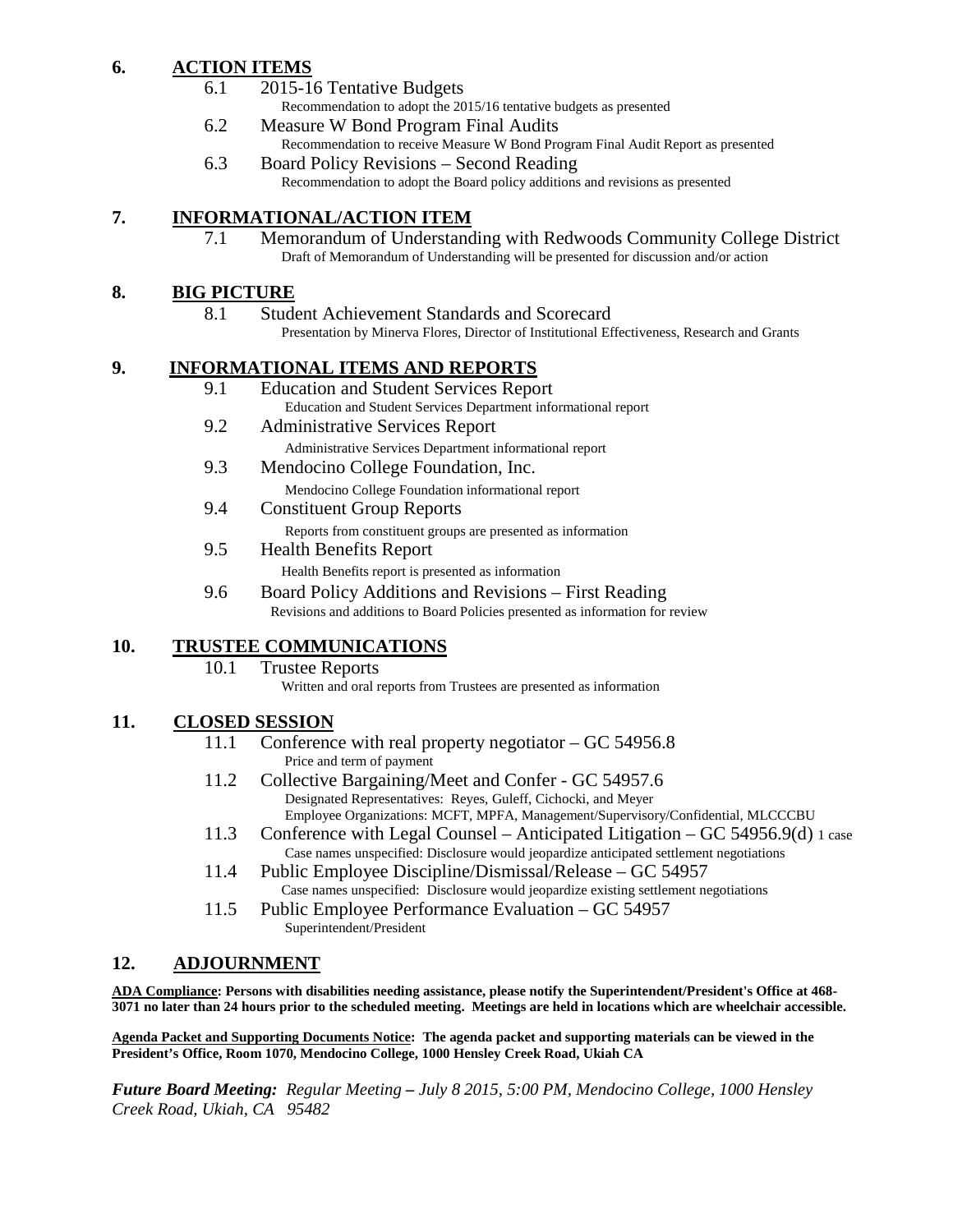## 6. ACTION ITEMS

6.1 2015-16 Tentative Budgets
Recommendation to adopt the 2015/16 tentative budgets as presented

6.2 Measure W Bond Program Final Audits
Recommendation to receive Measure W Bond Program Final Audit Report as presented

6.3 Board Policy Revisions – Second Reading
Recommendation to adopt the Board policy additions and revisions as presented

## 7. INFORMATIONAL/ACTION ITEM

7.1 Memorandum of Understanding with Redwoods Community College District
Draft of Memorandum of Understanding will be presented for discussion and/or action

## 8. BIG PICTURE

8.1 Student Achievement Standards and Scorecard
Presentation by Minerva Flores, Director of Institutional Effectiveness, Research and Grants

## 9. INFORMATIONAL ITEMS AND REPORTS

9.1 Education and Student Services Report
Education and Student Services Department informational report

9.2 Administrative Services Report
Administrative Services Department informational report

9.3 Mendocino College Foundation, Inc.
Mendocino College Foundation informational report

9.4 Constituent Group Reports
Reports from constituent groups are presented as information

9.5 Health Benefits Report
Health Benefits report is presented as information

9.6 Board Policy Additions and Revisions – First Reading
Revisions and additions to Board Policies presented as information for review

## 10. TRUSTEE COMMUNICATIONS

10.1 Trustee Reports
Written and oral reports from Trustees are presented as information

## 11. CLOSED SESSION

11.1 Conference with real property negotiator – GC 54956.8
Price and term of payment

11.2 Collective Bargaining/Meet and Confer - GC 54957.6
Designated Representatives: Reyes, Guleff, Cichocki, and Meyer
Employee Organizations: MCFT, MPFA, Management/Supervisory/Confidential, MLCCCBU

11.3 Conference with Legal Counsel – Anticipated Litigation – GC 54956.9(d) 1 case
Case names unspecified: Disclosure would jeopardize anticipated settlement negotiations

11.4 Public Employee Discipline/Dismissal/Release – GC 54957
Case names unspecified: Disclosure would jeopardize existing settlement negotiations

11.5 Public Employee Performance Evaluation – GC 54957
Superintendent/President

## 12. ADJOURNMENT

**ADA Compliance: Persons with disabilities needing assistance, please notify the Superintendent/President's Office at 468-3071 no later than 24 hours prior to the scheduled meeting. Meetings are held in locations which are wheelchair accessible.**

**Agenda Packet and Supporting Documents Notice: The agenda packet and supporting materials can be viewed in the President's Office, Room 1070, Mendocino College, 1000 Hensley Creek Road, Ukiah CA**

***Future Board Meeting:*** *Regular Meeting – July 8 2015, 5:00 PM, Mendocino College, 1000 Hensley Creek Road, Ukiah, CA 95482*